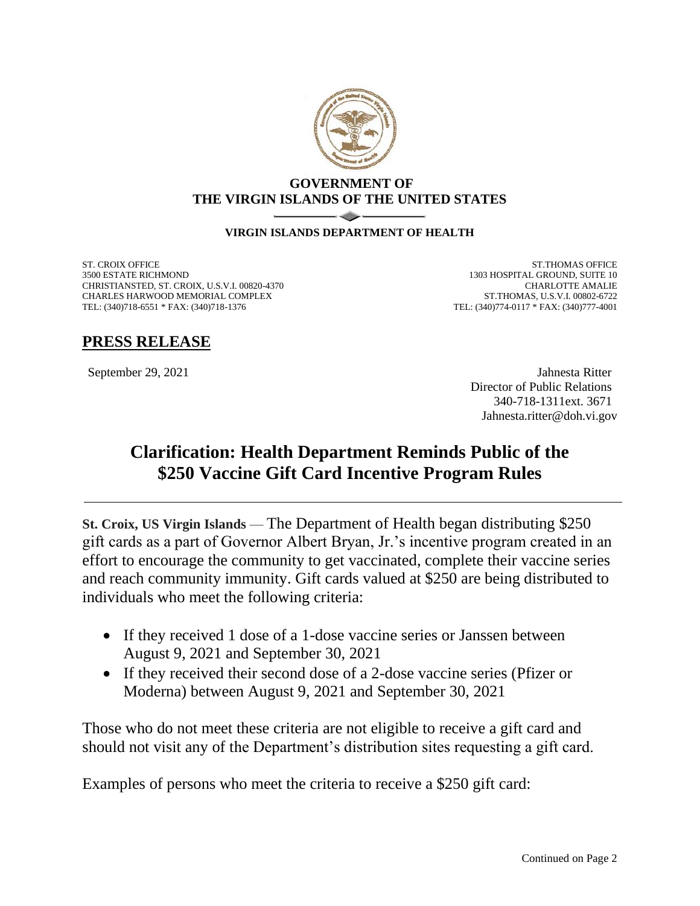**GOVERNMENT OF**
**THE VIRGIN ISLANDS OF THE UNITED STATES**

**VIRGIN ISLANDS DEPARTMENT OF HEALTH**

ST. CROIX OFFICE
3500 ESTATE RICHMOND
CHRISTIANSTED, ST. CROIX, U.S.V.I. 00820-4370
CHARLES HARWOOD MEMORIAL COMPLEX
TEL: (340)718-6551 * FAX: (340)718-1376

ST.THOMAS OFFICE
1303 HOSPITAL GROUND, SUITE 10
CHARLOTTE AMALIE
ST.THOMAS, U.S.V.I. 00802-6722
TEL: (340)774-0117 * FAX: (340)777-4001

## PRESS RELEASE

September 29, 2021

Jahnesta Ritter
Director of Public Relations
340-718-1311ext. 3671
Jahnesta.ritter@doh.vi.gov

# Clarification: Health Department Reminds Public of the $250 Vaccine Gift Card Incentive Program Rules

**St. Croix, US Virgin Islands** — The Department of Health began distributing $250 gift cards as a part of Governor Albert Bryan, Jr.'s incentive program created in an effort to encourage the community to get vaccinated, complete their vaccine series and reach community immunity. Gift cards valued at $250 are being distributed to individuals who meet the following criteria:

- If they received 1 dose of a 1-dose vaccine series or Janssen between August 9, 2021 and September 30, 2021
- If they received their second dose of a 2-dose vaccine series (Pfizer or Moderna) between August 9, 2021 and September 30, 2021

Those who do not meet these criteria are not eligible to receive a gift card and should not visit any of the Department's distribution sites requesting a gift card.

Examples of persons who meet the criteria to receive a $250 gift card: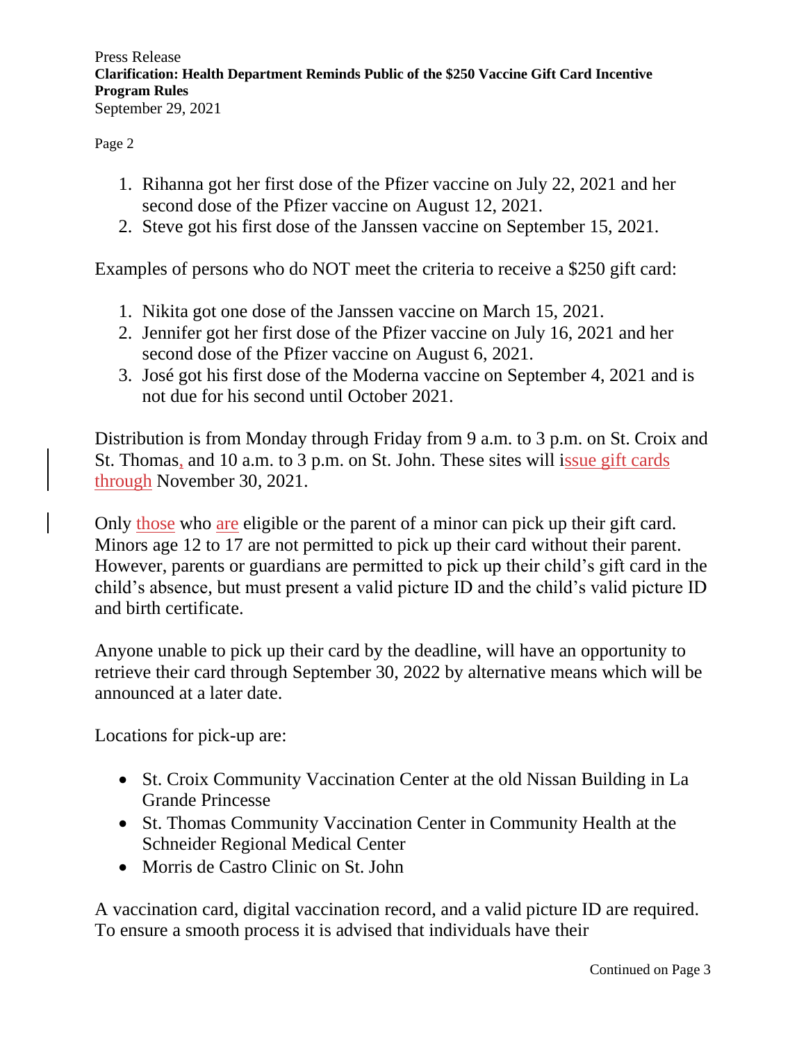1. Rihanna got her first dose of the Pfizer vaccine on July 22, 2021 and her second dose of the Pfizer vaccine on August 12, 2021.
2. Steve got his first dose of the Janssen vaccine on September 15, 2021.

Examples of persons who do NOT meet the criteria to receive a $250 gift card:

1. Nikita got one dose of the Janssen vaccine on March 15, 2021.
2. Jennifer got her first dose of the Pfizer vaccine on July 16, 2021 and her second dose of the Pfizer vaccine on August 6, 2021.
3. José got his first dose of the Moderna vaccine on September 4, 2021 and is not due for his second until October 2021.

Distribution is from Monday through Friday from 9 a.m. to 3 p.m. on St. Croix and St. Thomas, and 10 a.m. to 3 p.m. on St. John. These sites will issue gift cards through November 30, 2021.

Only those who are eligible or the parent of a minor can pick up their gift card. Minors age 12 to 17 are not permitted to pick up their card without their parent. However, parents or guardians are permitted to pick up their child's gift card in the child's absence, but must present a valid picture ID and the child's valid picture ID and birth certificate.

Anyone unable to pick up their card by the deadline, will have an opportunity to retrieve their card through September 30, 2022 by alternative means which will be announced at a later date.

Locations for pick-up are:

- St. Croix Community Vaccination Center at the old Nissan Building in La Grande Princesse
- St. Thomas Community Vaccination Center in Community Health at the Schneider Regional Medical Center
- Morris de Castro Clinic on St. John

A vaccination card, digital vaccination record, and a valid picture ID are required. To ensure a smooth process it is advised that individuals have their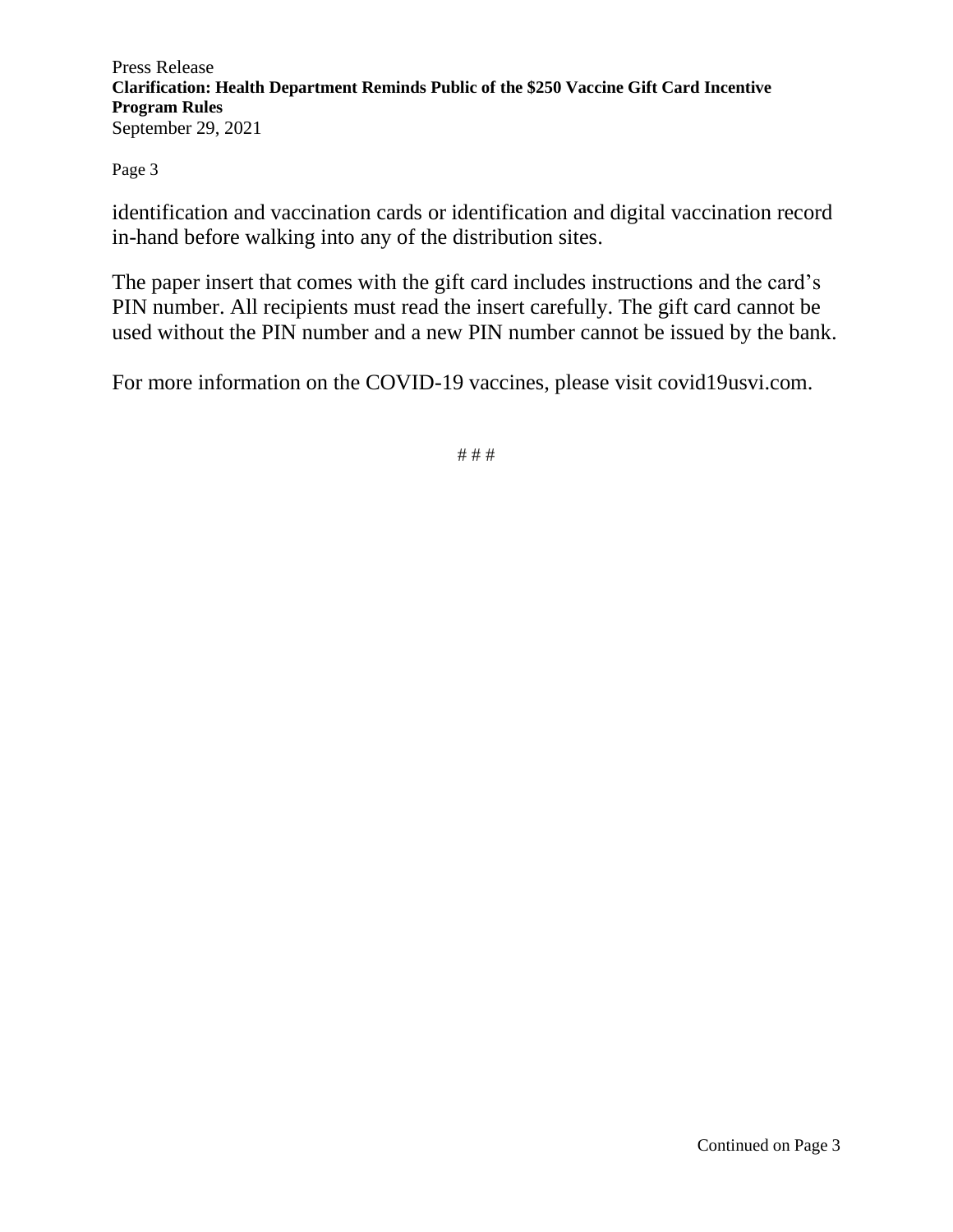identification and vaccination cards or identification and digital vaccination record in-hand before walking into any of the distribution sites.

The paper insert that comes with the gift card includes instructions and the card's PIN number. All recipients must read the insert carefully. The gift card cannot be used without the PIN number and a new PIN number cannot be issued by the bank.

For more information on the COVID-19 vaccines, please visit covid19usvi.com.

# # #